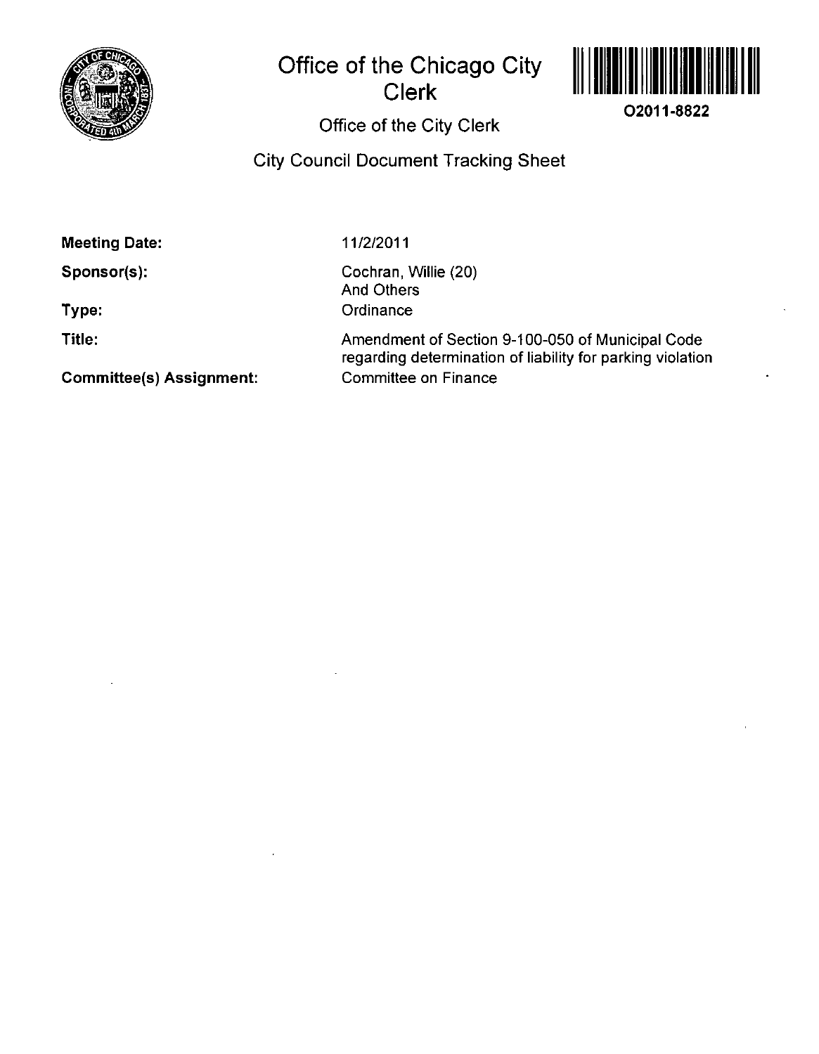# Office of the Chicago City Clerk

O2011-8822

## Office of the City Clerk

## City Council Document Tracking Sheet

**Meeting Date:** 11/2/2011

**Sponsor(s):** Cochran, Willie (20)
And Others

**Type:** Ordinance

**Title:** Amendment of Section 9-100-050 of Municipal Code regarding determination of liability for parking violation

**Committee(s) Assignment:** Committee on Finance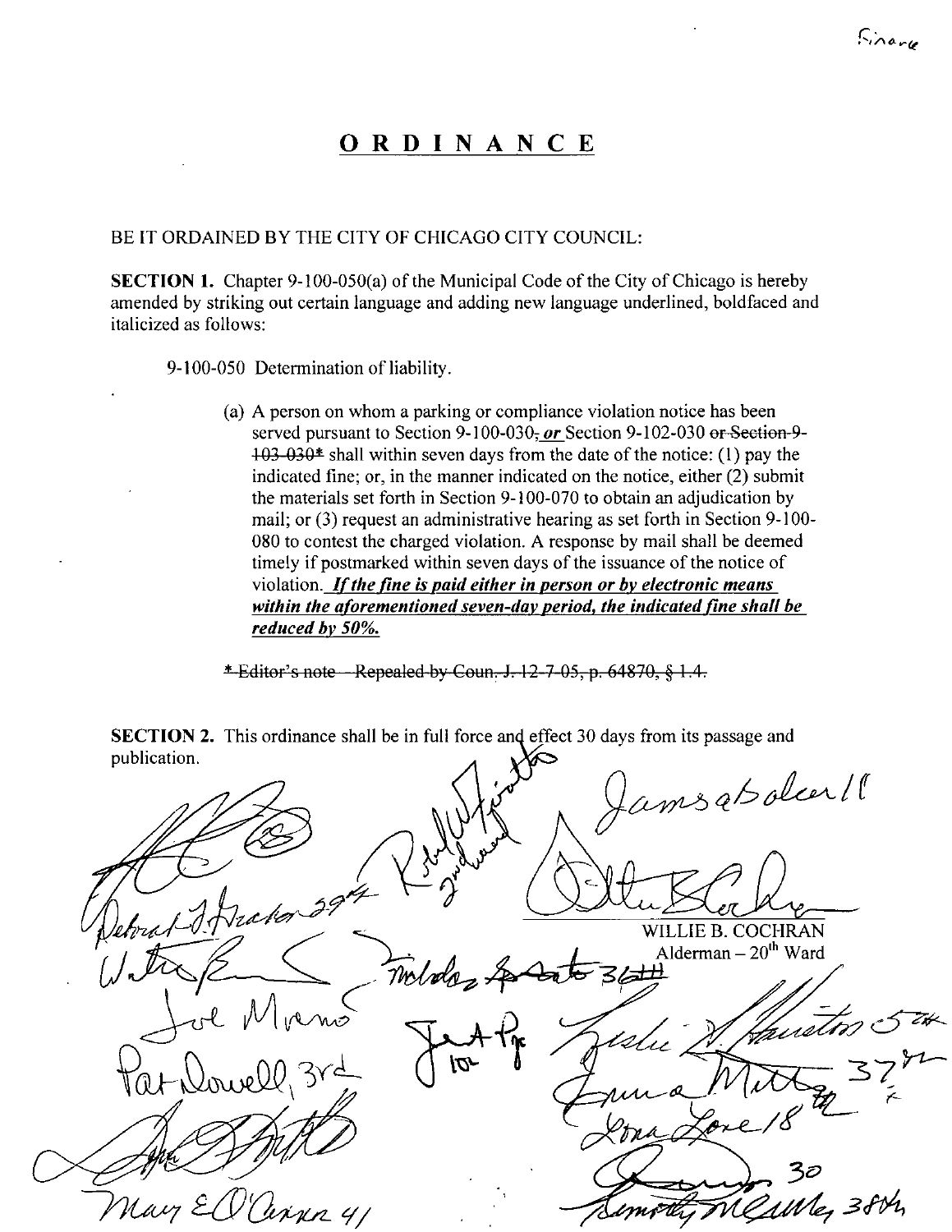Finance

# ORDINANCE

BE IT ORDAINED BY THE CITY OF CHICAGO CITY COUNCIL:

**SECTION 1.** Chapter 9-100-050(a) of the Municipal Code of the City of Chicago is hereby amended by striking out certain language and adding new language underlined, boldfaced and italicized as follows:

9-100-050 Determination of liability.

(a) A person on whom a parking or compliance violation notice has been served pursuant to Section 9-100-030~~,~~ ***<u>or</u>*** Section 9-102-030 ~~or Section 9-103-030*~~ shall within seven days from the date of the notice: (1) pay the indicated fine; or, in the manner indicated on the notice, either (2) submit the materials set forth in Section 9-100-070 to obtain an adjudication by mail; or (3) request an administrative hearing as set forth in Section 9-100-080 to contest the charged violation. A response by mail shall be deemed timely if postmarked within seven days of the issuance of the notice of violation. ***<u>If the fine is paid either in person or by electronic means within the aforementioned seven-day period, the indicated fine shall be reduced by 50%.</u>***

~~* Editor's note – Repealed by Coun. J. 12-7-05, p. 64870, § 1.4.~~

**SECTION 2.** This ordinance shall be in full force and effect 30 days from its passage and publication.

WILLIE B. COCHRAN
Alderman – 20th Ward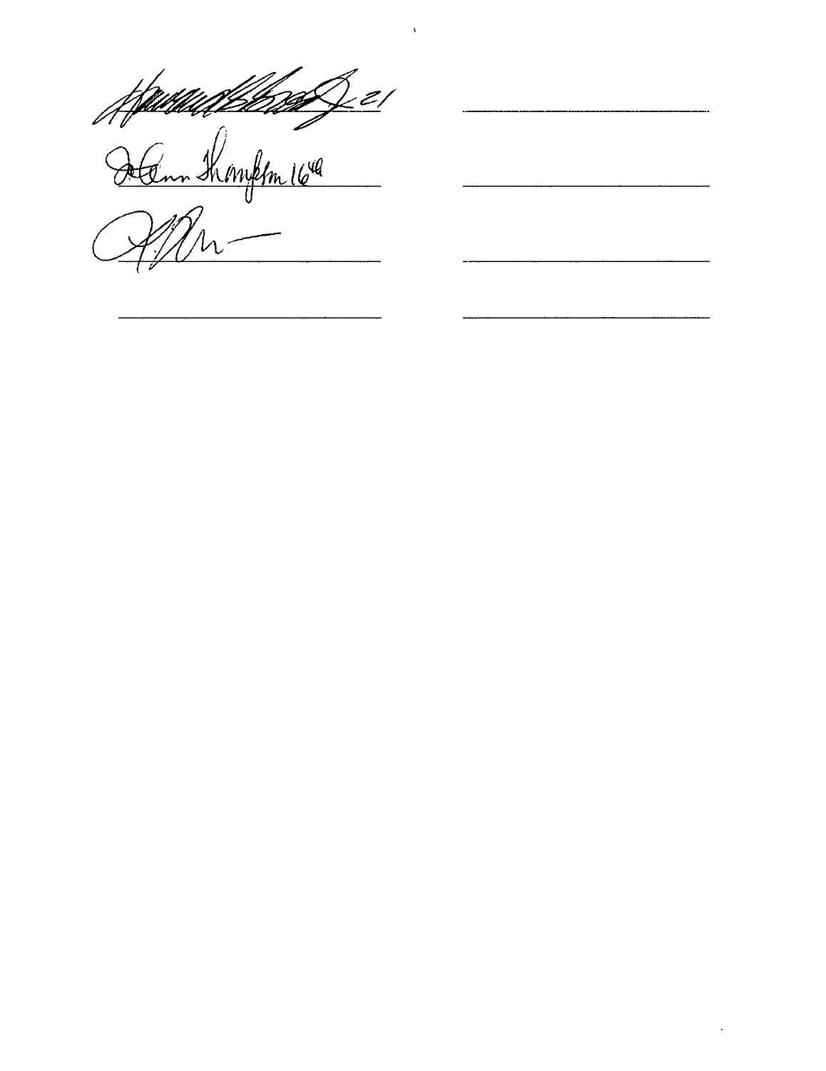______________________ 21 ______________________

______________________ ______________________

______________________ ______________________

______________________ ______________________